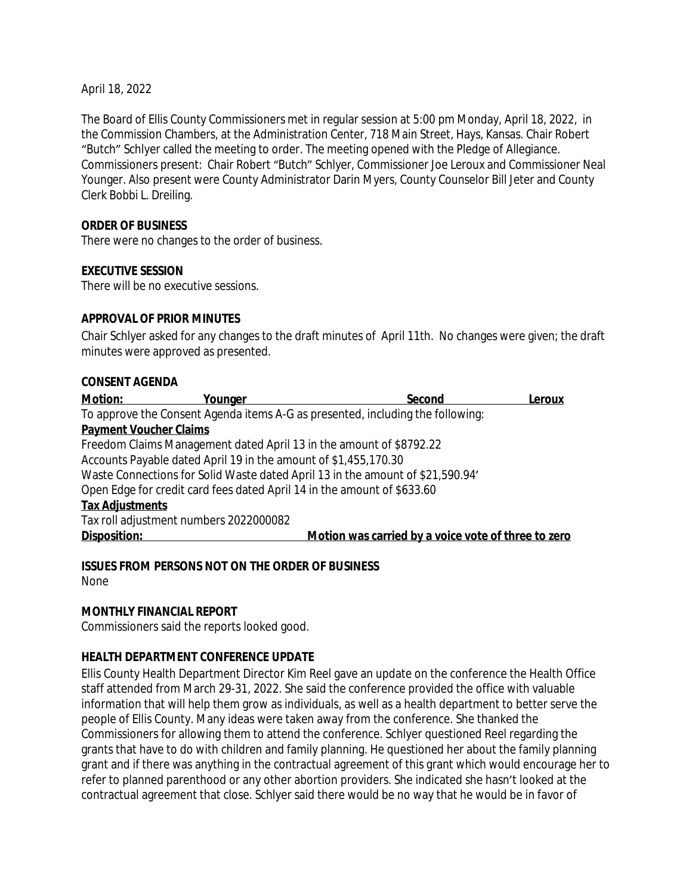April 18, 2022

The Board of Ellis County Commissioners met in regular session at 5:00 pm Monday, April 18, 2022, in the Commission Chambers, at the Administration Center, 718 Main Street, Hays, Kansas. Chair Robert "Butch" Schlyer called the meeting to order. The meeting opened with the Pledge of Allegiance. Commissioners present: Chair Robert "Butch" Schlyer, Commissioner Joe Leroux and Commissioner Neal Younger. Also present were County Administrator Darin Myers, County Counselor Bill Jeter and County Clerk Bobbi L. Dreiling.

**ORDER OF BUSINESS**

There were no changes to the order of business.

**EXECUTIVE SESSION**

There will be no executive sessions.

**APPROVAL OF PRIOR MINUTES**

Chair Schlyer asked for any changes to the draft minutes of April 11th. No changes were given; the draft minutes were approved as presented.

**CONSENT AGENDA**

**Motion: Younger Second Leroux**

To approve the Consent Agenda items A-G as presented, including the following:

**Payment Voucher Claims**

Freedom Claims Management dated April 13 in the amount of $8792.22

Accounts Payable dated April 19 in the amount of $1,455,170.30

Waste Connections for Solid Waste dated April 13 in the amount of $21,590.94'

Open Edge for credit card fees dated April 14 in the amount of $633.60

**Tax Adjustments**

Tax roll adjustment numbers 2022000082

**Disposition: Motion was carried by a voice vote of three to zero**

**ISSUES FROM PERSONS NOT ON THE ORDER OF BUSINESS**

None

**MONTHLY FINANCIAL REPORT**

Commissioners said the reports looked good.

**HEALTH DEPARTMENT CONFERENCE UPDATE**

Ellis County Health Department Director Kim Reel gave an update on the conference the Health Office staff attended from March 29-31, 2022. She said the conference provided the office with valuable information that will help them grow as individuals, as well as a health department to better serve the people of Ellis County. Many ideas were taken away from the conference. She thanked the Commissioners for allowing them to attend the conference. Schlyer questioned Reel regarding the grants that have to do with children and family planning. He questioned her about the family planning grant and if there was anything in the contractual agreement of this grant which would encourage her to refer to planned parenthood or any other abortion providers. She indicated she hasn't looked at the contractual agreement that close. Schlyer said there would be no way that he would be in favor of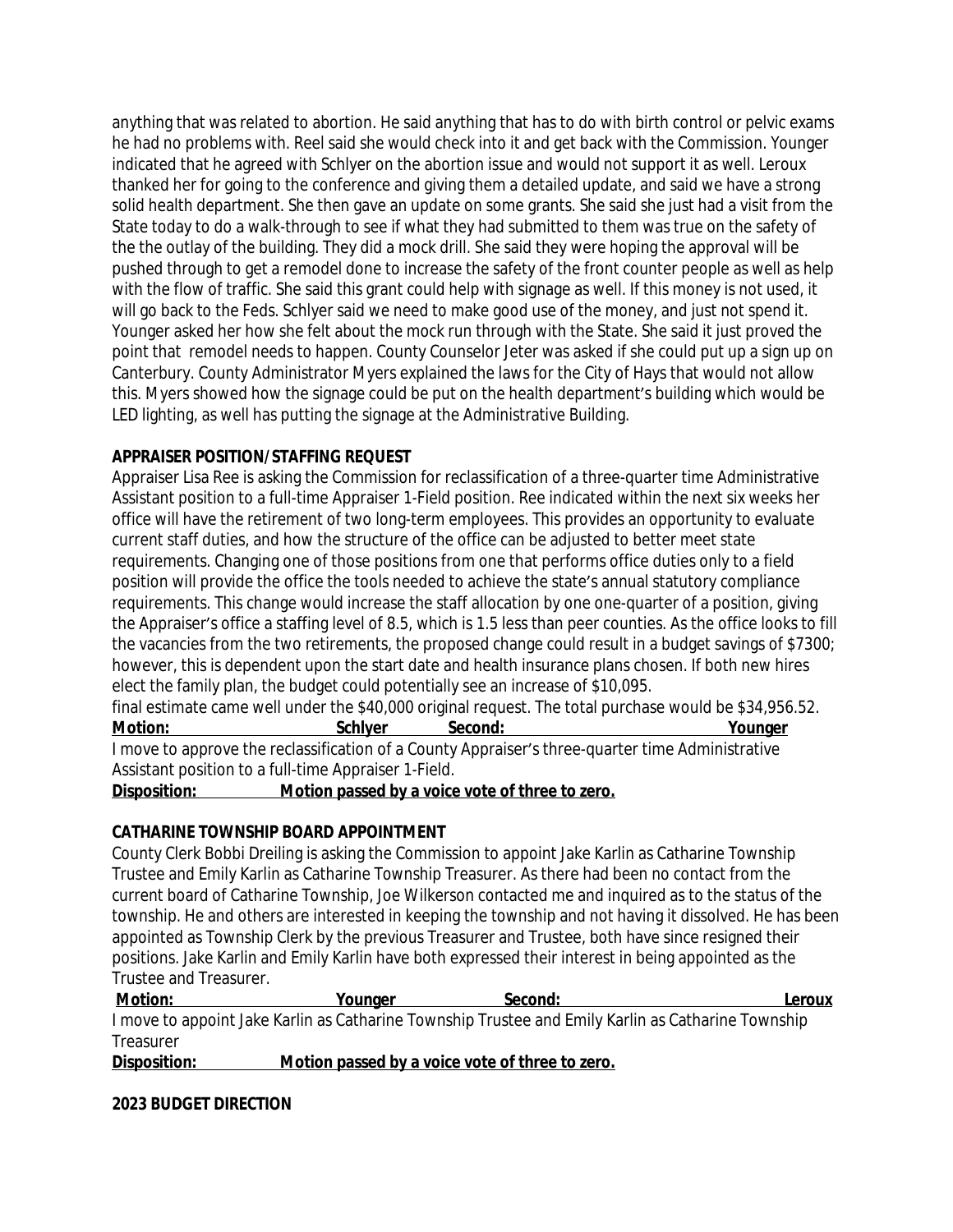anything that was related to abortion. He said anything that has to do with birth control or pelvic exams he had no problems with. Reel said she would check into it and get back with the Commission. Younger indicated that he agreed with Schlyer on the abortion issue and would not support it as well. Leroux thanked her for going to the conference and giving them a detailed update, and said we have a strong solid health department. She then gave an update on some grants. She said she just had a visit from the State today to do a walk-through to see if what they had submitted to them was true on the safety of the the outlay of the building. They did a mock drill. She said they were hoping the approval will be pushed through to get a remodel done to increase the safety of the front counter people as well as help with the flow of traffic. She said this grant could help with signage as well. If this money is not used, it will go back to the Feds. Schlyer said we need to make good use of the money, and just not spend it. Younger asked her how she felt about the mock run through with the State. She said it just proved the point that remodel needs to happen. County Counselor Jeter was asked if she could put up a sign up on Canterbury. County Administrator Myers explained the laws for the City of Hays that would not allow this. Myers showed how the signage could be put on the health department's building which would be LED lighting, as well has putting the signage at the Administrative Building.

**APPRAISER POSITION/STAFFING REQUEST**

Appraiser Lisa Ree is asking the Commission for reclassification of a three-quarter time Administrative Assistant position to a full-time Appraiser 1-Field position. Ree indicated within the next six weeks her office will have the retirement of two long-term employees. This provides an opportunity to evaluate current staff duties, and how the structure of the office can be adjusted to better meet state requirements. Changing one of those positions from one that performs office duties only to a field position will provide the office the tools needed to achieve the state's annual statutory compliance requirements. This change would increase the staff allocation by one one-quarter of a position, giving the Appraiser's office a staffing level of 8.5, which is 1.5 less than peer counties. As the office looks to fill the vacancies from the two retirements, the proposed change could result in a budget savings of $7300; however, this is dependent upon the start date and health insurance plans chosen. If both new hires elect the family plan, the budget could potentially see an increase of $10,095.
final estimate came well under the $40,000 original request. The total purchase would be $34,956.52.

**Motion:** Schlyer **Second:** Younger

I move to approve the reclassification of a County Appraiser's three-quarter time Administrative Assistant position to a full-time Appraiser 1-Field.

**Disposition:** **Motion passed by a voice vote of three to zero.**

**CATHARINE TOWNSHIP BOARD APPOINTMENT**

County Clerk Bobbi Dreiling is asking the Commission to appoint Jake Karlin as Catharine Township Trustee and Emily Karlin as Catharine Township Treasurer. As there had been no contact from the current board of Catharine Township, Joe Wilkerson contacted me and inquired as to the status of the township. He and others are interested in keeping the township and not having it dissolved. He has been appointed as Township Clerk by the previous Treasurer and Trustee, both have since resigned their positions. Jake Karlin and Emily Karlin have both expressed their interest in being appointed as the Trustee and Treasurer.

**Motion:** Younger **Second:** Leroux

I move to appoint Jake Karlin as Catharine Township Trustee and Emily Karlin as Catharine Township Treasurer

**Disposition:** **Motion passed by a voice vote of three to zero.**

**2023 BUDGET DIRECTION**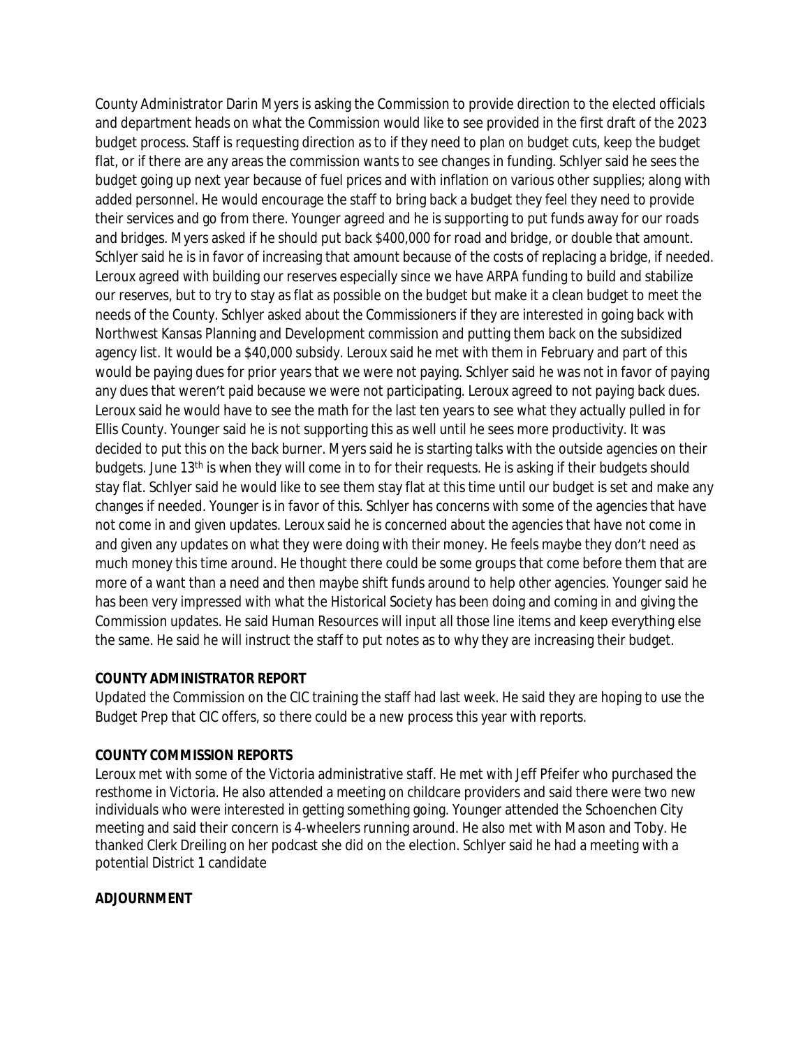County Administrator Darin Myers is asking the Commission to provide direction to the elected officials and department heads on what the Commission would like to see provided in the first draft of the 2023 budget process. Staff is requesting direction as to if they need to plan on budget cuts, keep the budget flat, or if there are any areas the commission wants to see changes in funding. Schlyer said he sees the budget going up next year because of fuel prices and with inflation on various other supplies; along with added personnel. He would encourage the staff to bring back a budget they feel they need to provide their services and go from there. Younger agreed and he is supporting to put funds away for our roads and bridges. Myers asked if he should put back $400,000 for road and bridge, or double that amount. Schlyer said he is in favor of increasing that amount because of the costs of replacing a bridge, if needed. Leroux agreed with building our reserves especially since we have ARPA funding to build and stabilize our reserves, but to try to stay as flat as possible on the budget but make it a clean budget to meet the needs of the County. Schlyer asked about the Commissioners if they are interested in going back with Northwest Kansas Planning and Development commission and putting them back on the subsidized agency list. It would be a $40,000 subsidy. Leroux said he met with them in February and part of this would be paying dues for prior years that we were not paying. Schlyer said he was not in favor of paying any dues that weren't paid because we were not participating. Leroux agreed to not paying back dues. Leroux said he would have to see the math for the last ten years to see what they actually pulled in for Ellis County. Younger said he is not supporting this as well until he sees more productivity. It was decided to put this on the back burner. Myers said he is starting talks with the outside agencies on their budgets. June 13th is when they will come in to for their requests. He is asking if their budgets should stay flat. Schlyer said he would like to see them stay flat at this time until our budget is set and make any changes if needed. Younger is in favor of this. Schlyer has concerns with some of the agencies that have not come in and given updates. Leroux said he is concerned about the agencies that have not come in and given any updates on what they were doing with their money. He feels maybe they don't need as much money this time around. He thought there could be some groups that come before them that are more of a want than a need and then maybe shift funds around to help other agencies. Younger said he has been very impressed with what the Historical Society has been doing and coming in and giving the Commission updates. He said Human Resources will input all those line items and keep everything else the same. He said he will instruct the staff to put notes as to why they are increasing their budget.

**COUNTY ADMINISTRATOR REPORT**

Updated the Commission on the CIC training the staff had last week. He said they are hoping to use the Budget Prep that CIC offers, so there could be a new process this year with reports.

**COUNTY COMMISSION REPORTS**

Leroux met with some of the Victoria administrative staff. He met with Jeff Pfeifer who purchased the resthome in Victoria. He also attended a meeting on childcare providers and said there were two new individuals who were interested in getting something going. Younger attended the Schoenchen City meeting and said their concern is 4-wheelers running around. He also met with Mason and Toby. He thanked Clerk Dreiling on her podcast she did on the election. Schlyer said he had a meeting with a potential District 1 candidate

**ADJOURNMENT**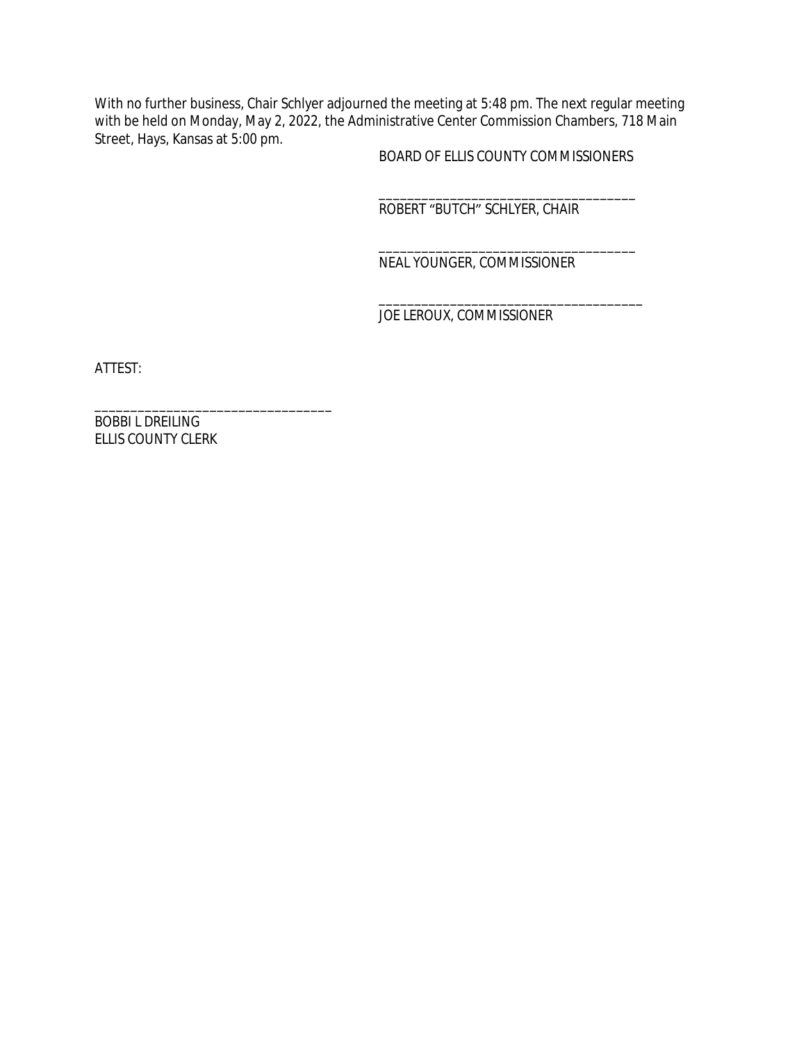With no further business, Chair Schlyer adjourned the meeting at 5:48 pm. The next regular meeting with be held on Monday, May 2, 2022, the Administrative Center Commission Chambers, 718 Main Street, Hays, Kansas at 5:00 pm.

BOARD OF ELLIS COUNTY COMMISSIONERS

____________________________________
ROBERT "BUTCH" SCHLYER, CHAIR

____________________________________
NEAL YOUNGER, COMMISSIONER

_____________________________________
JOE LEROUX, COMMISSIONER

ATTEST:

_________________________________
BOBBI L DREILING
ELLIS COUNTY CLERK